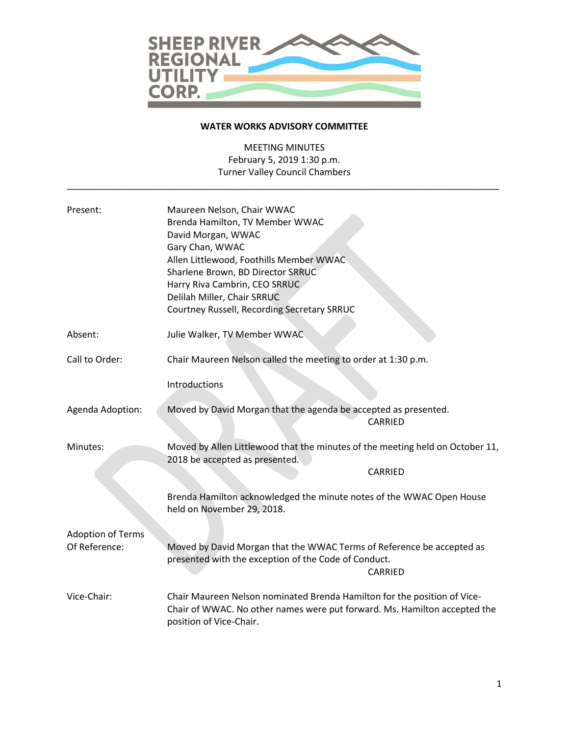SHEEP RIVER REGIONAL UTILITY CORP.

**WATER WORKS ADVISORY COMMITTEE**

MEETING MINUTES
February 5, 2019 1:30 p.m.
Turner Valley Council Chambers

---

| | |
|---|---|
| Present: | Maureen Nelson, Chair WWAC<br>Brenda Hamilton, TV Member WWAC<br>David Morgan, WWAC<br>Gary Chan, WWAC<br>Allen Littlewood, Foothills Member WWAC<br>Sharlene Brown, BD Director SRRUC<br>Harry Riva Cambrin, CEO SRRUC<br>Delilah Miller, Chair SRRUC<br>Courtney Russell, Recording Secretary SRRUC |
| Absent: | Julie Walker, TV Member WWAC |
| Call to Order: | Chair Maureen Nelson called the meeting to order at 1:30 p.m.<br><br>Introductions |
| Agenda Adoption: | Moved by David Morgan that the agenda be accepted as presented.<br>CARRIED |
| Minutes: | Moved by Allen Littlewood that the minutes of the meeting held on October 11, 2018 be accepted as presented.<br>CARRIED<br><br>Brenda Hamilton acknowledged the minute notes of the WWAC Open House held on November 29, 2018. |
| Adoption of Terms Of Reference: | Moved by David Morgan that the WWAC Terms of Reference be accepted as presented with the exception of the Code of Conduct.<br>CARRIED |
| Vice-Chair: | Chair Maureen Nelson nominated Brenda Hamilton for the position of Vice-Chair of WWAC. No other names were put forward. Ms. Hamilton accepted the position of Vice-Chair. |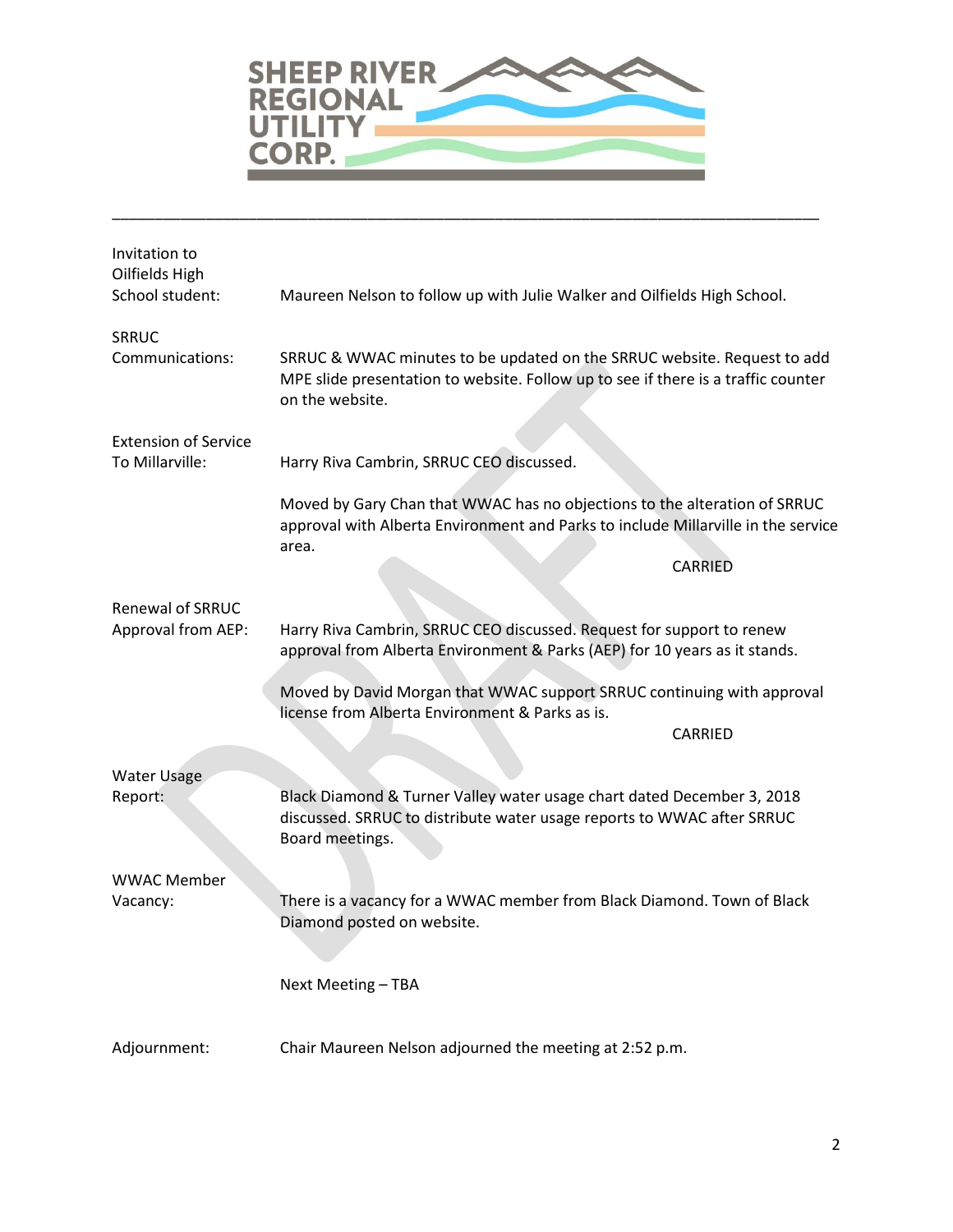**Invitation to Oilfields High School student:** Maureen Nelson to follow up with Julie Walker and Oilfields High School.

**SRRUC Communications:** SRRUC & WWAC minutes to be updated on the SRRUC website. Request to add MPE slide presentation to website. Follow up to see if there is a traffic counter on the website.

**Extension of Service To Millarville:** Harry Riva Cambrin, SRRUC CEO discussed.

Moved by Gary Chan that WWAC has no objections to the alteration of SRRUC approval with Alberta Environment and Parks to include Millarville in the service area.

CARRIED

**Renewal of SRRUC Approval from AEP:** Harry Riva Cambrin, SRRUC CEO discussed. Request for support to renew approval from Alberta Environment & Parks (AEP) for 10 years as it stands.

Moved by David Morgan that WWAC support SRRUC continuing with approval license from Alberta Environment & Parks as is.

CARRIED

**Water Usage Report:** Black Diamond & Turner Valley water usage chart dated December 3, 2018 discussed. SRRUC to distribute water usage reports to WWAC after SRRUC Board meetings.

**WWAC Member Vacancy:** There is a vacancy for a WWAC member from Black Diamond. Town of Black Diamond posted on website.

Next Meeting – TBA

**Adjournment:** Chair Maureen Nelson adjourned the meeting at 2:52 p.m.